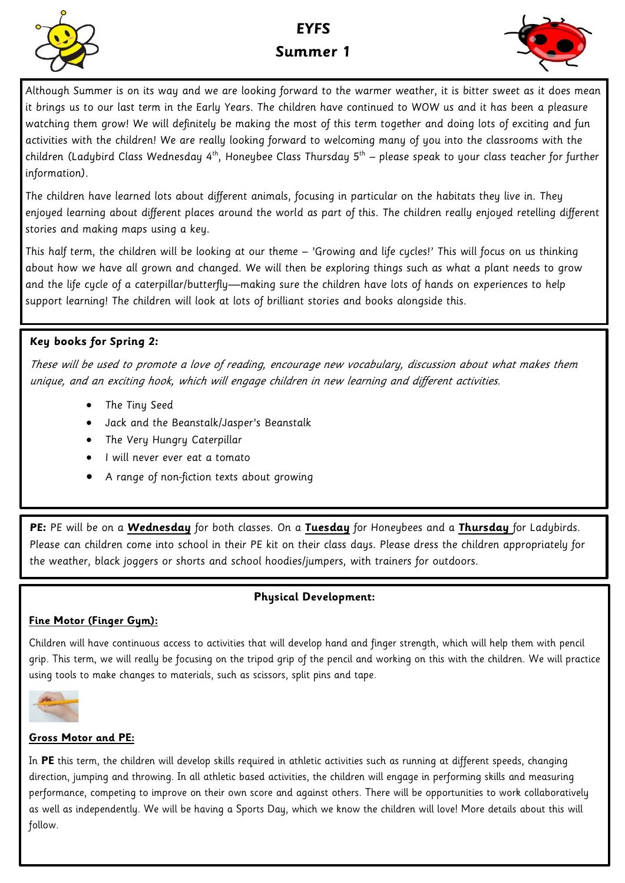# EYFS

# Summer 1

Although Summer is on its way and we are looking forward to the warmer weather, it is bitter sweet as it does mean it brings us to our last term in the Early Years. The children have continued to WOW us and it has been a pleasure watching them grow! We will definitely be making the most of this term together and doing lots of exciting and fun activities with the children! We are really looking forward to welcoming many of you into the classrooms with the children (Ladybird Class Wednesday 4th, Honeybee Class Thursday 5th – please speak to your class teacher for further information).

The children have learned lots about different animals, focusing in particular on the habitats they live in. They enjoyed learning about different places around the world as part of this. The children really enjoyed retelling different stories and making maps using a key.

This half term, the children will be looking at our theme – 'Growing and life cycles!' This will focus on us thinking about how we have all grown and changed. We will then be exploring things such as what a plant needs to grow and the life cycle of a caterpillar/butterfly—making sure the children have lots of hands on experiences to help support learning! The children will look at lots of brilliant stories and books alongside this.

**Key books for Spring 2:**

*These will be used to promote a love of reading, encourage new vocabulary, discussion about what makes them unique, and an exciting hook, which will engage children in new learning and different activities.*

- The Tiny Seed
- Jack and the Beanstalk/Jasper's Beanstalk
- The Very Hungry Caterpillar
- I will never ever eat a tomato
- A range of non-fiction texts about growing

**PE:** PE will be on a **Wednesday** for both classes. On a **Tuesday** for Honeybees and a **Thursday** for Ladybirds. Please can children come into school in their PE kit on their class days. Please dress the children appropriately for the weather, black joggers or shorts and school hoodies/jumpers, with trainers for outdoors.

## Physical Development:

**Fine Motor (Finger Gym):**

Children will have continuous access to activities that will develop hand and finger strength, which will help them with pencil grip. This term, we will really be focusing on the tripod grip of the pencil and working on this with the children. We will practice using tools to make changes to materials, such as scissors, split pins and tape.

**Gross Motor and PE:**

In **PE** this term, the children will develop skills required in athletic activities such as running at different speeds, changing direction, jumping and throwing. In all athletic based activities, the children will engage in performing skills and measuring performance, competing to improve on their own score and against others. There will be opportunities to work collaboratively as well as independently. We will be having a Sports Day, which we know the children will love! More details about this will follow.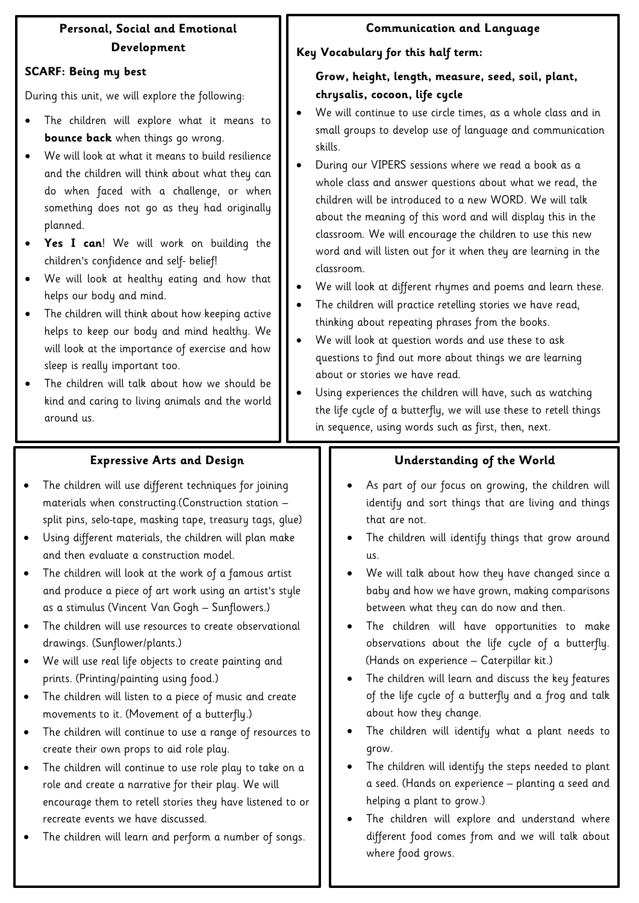## Personal, Social and Emotional Development

**SCARF: Being my best**

During this unit, we will explore the following:

- The children will explore what it means to **bounce back** when things go wrong.
- We will look at what it means to build resilience and the children will think about what they can do when faced with a challenge, or when something does not go as they had originally planned.
- **Yes I can**! We will work on building the children's confidence and self- belief!
- We will look at healthy eating and how that helps our body and mind.
- The children will think about how keeping active helps to keep our body and mind healthy. We will look at the importance of exercise and how sleep is really important too.
- The children will talk about how we should be kind and caring to living animals and the world around us.

## Communication and Language

**Key Vocabulary for this half term:**

**Grow, height, length, measure, seed, soil, plant, chrysalis, cocoon, life cycle**

- We will continue to use circle times, as a whole class and in small groups to develop use of language and communication skills.
- During our VIPERS sessions where we read a book as a whole class and answer questions about what we read, the children will be introduced to a new WORD. We will talk about the meaning of this word and will display this in the classroom. We will encourage the children to use this new word and will listen out for it when they are learning in the classroom.
- We will look at different rhymes and poems and learn these.
- The children will practice retelling stories we have read, thinking about repeating phrases from the books.
- We will look at question words and use these to ask questions to find out more about things we are learning about or stories we have read.
- Using experiences the children will have, such as watching the life cycle of a butterfly, we will use these to retell things in sequence, using words such as first, then, next.

## Expressive Arts and Design

- The children will use different techniques for joining materials when constructing.(Construction station – split pins, selo-tape, masking tape, treasury tags, glue)
- Using different materials, the children will plan make and then evaluate a construction model.
- The children will look at the work of a famous artist and produce a piece of art work using an artist's style as a stimulus (Vincent Van Gogh – Sunflowers.)
- The children will use resources to create observational drawings. (Sunflower/plants.)
- We will use real life objects to create painting and prints. (Printing/painting using food.)
- The children will listen to a piece of music and create movements to it. (Movement of a butterfly.)
- The children will continue to use a range of resources to create their own props to aid role play.
- The children will continue to use role play to take on a role and create a narrative for their play. We will encourage them to retell stories they have listened to or recreate events we have discussed.
- The children will learn and perform a number of songs.

## Understanding of the World

- As part of our focus on growing, the children will identify and sort things that are living and things that are not.
- The children will identify things that grow around us.
- We will talk about how they have changed since a baby and how we have grown, making comparisons between what they can do now and then.
- The children will have opportunities to make observations about the life cycle of a butterfly. (Hands on experience – Caterpillar kit.)
- The children will learn and discuss the key features of the life cycle of a butterfly and a frog and talk about how they change.
- The children will identify what a plant needs to grow.
- The children will identify the steps needed to plant a seed. (Hands on experience – planting a seed and helping a plant to grow.)
- The children will explore and understand where different food comes from and we will talk about where food grows.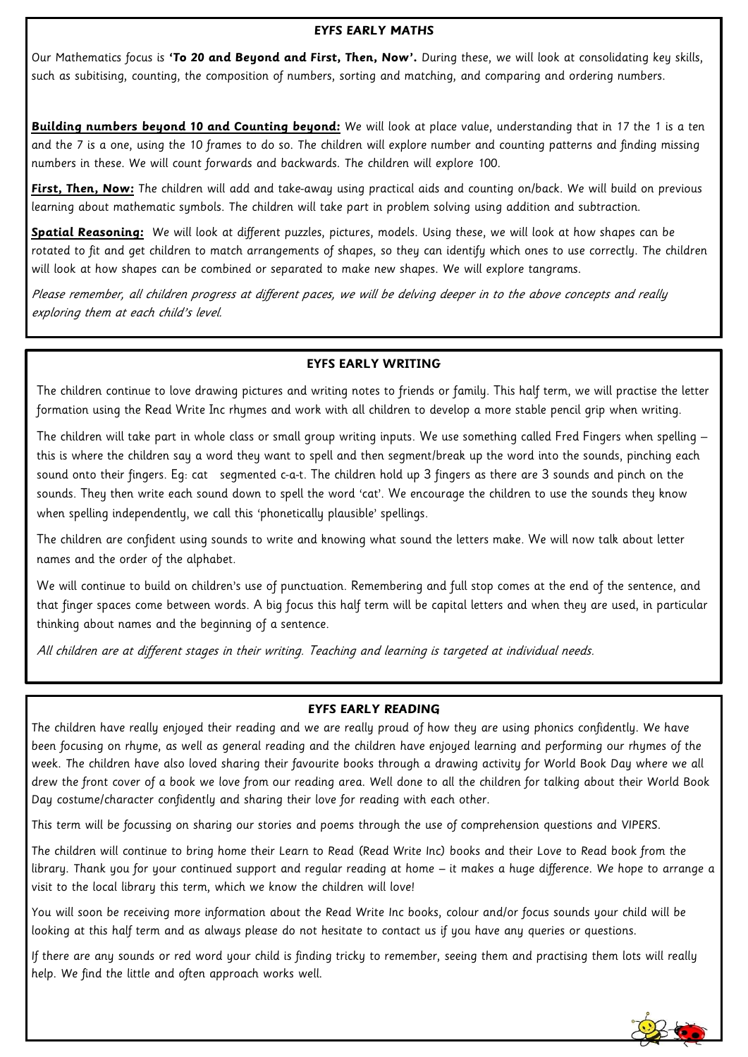## EYFS EARLY MATHS

Our Mathematics focus is **'To 20 and Beyond and First, Then, Now'.** During these, we will look at consolidating key skills, such as subitising, counting, the composition of numbers, sorting and matching, and comparing and ordering numbers.

**Building numbers beyond 10 and Counting beyond:** We will look at place value, understanding that in 17 the 1 is a ten and the 7 is a one, using the 10 frames to do so. The children will explore number and counting patterns and finding missing numbers in these. We will count forwards and backwards. The children will explore 100.

**First, Then, Now:** The children will add and take-away using practical aids and counting on/back. We will build on previous learning about mathematic symbols. The children will take part in problem solving using addition and subtraction.

**Spatial Reasoning:** We will look at different puzzles, pictures, models. Using these, we will look at how shapes can be rotated to fit and get children to match arrangements of shapes, so they can identify which ones to use correctly. The children will look at how shapes can be combined or separated to make new shapes. We will explore tangrams.

*Please remember, all children progress at different paces, we will be delving deeper in to the above concepts and really exploring them at each child's level.*

## EYFS EARLY WRITING

The children continue to love drawing pictures and writing notes to friends or family. This half term, we will practise the letter formation using the Read Write Inc rhymes and work with all children to develop a more stable pencil grip when writing.

The children will take part in whole class or small group writing inputs. We use something called Fred Fingers when spelling – this is where the children say a word they want to spell and then segment/break up the word into the sounds, pinching each sound onto their fingers. Eg: cat segmented c-a-t. The children hold up 3 fingers as there are 3 sounds and pinch on the sounds. They then write each sound down to spell the word 'cat'. We encourage the children to use the sounds they know when spelling independently, we call this 'phonetically plausible' spellings.

The children are confident using sounds to write and knowing what sound the letters make. We will now talk about letter names and the order of the alphabet.

We will continue to build on children's use of punctuation. Remembering and full stop comes at the end of the sentence, and that finger spaces come between words. A big focus this half term will be capital letters and when they are used, in particular thinking about names and the beginning of a sentence.

*All children are at different stages in their writing. Teaching and learning is targeted at individual needs.*

## EYFS EARLY READING

The children have really enjoyed their reading and we are really proud of how they are using phonics confidently. We have been focusing on rhyme, as well as general reading and the children have enjoyed learning and performing our rhymes of the week. The children have also loved sharing their favourite books through a drawing activity for World Book Day where we all drew the front cover of a book we love from our reading area. Well done to all the children for talking about their World Book Day costume/character confidently and sharing their love for reading with each other.

This term will be focussing on sharing our stories and poems through the use of comprehension questions and VIPERS.

The children will continue to bring home their Learn to Read (Read Write Inc) books and their Love to Read book from the library. Thank you for your continued support and regular reading at home – it makes a huge difference. We hope to arrange a visit to the local library this term, which we know the children will love!

You will soon be receiving more information about the Read Write Inc books, colour and/or focus sounds your child will be looking at this half term and as always please do not hesitate to contact us if you have any queries or questions.

If there are any sounds or red word your child is finding tricky to remember, seeing them and practising them lots will really help. We find the little and often approach works well.